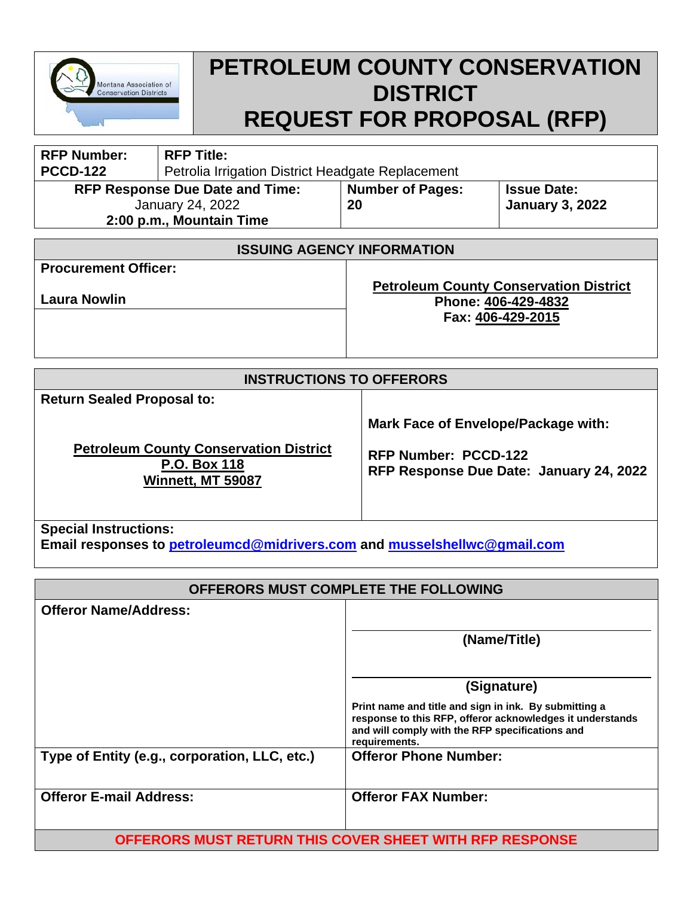# PETROLEUM COUNTY CONSERVATION DISTRICT REQUEST FOR PROPOSAL (RFP)

| **RFP Number:** PCCD-122 | **RFP Title:** Petrolia Irrigation District Headgate Replacement | |
|---|---|---|
| **RFP Response Due Date and Time:** January 24, 2022 **2:00 p.m., Mountain Time** | **Number of Pages:** 20 | **Issue Date:** January 3, 2022 |

## ISSUING AGENCY INFORMATION

| | |
|---|---|
| **Procurement Officer:** **Laura Nowlin** | **Petroleum County Conservation District** **Phone: 406-429-4832** **Fax: 406-429-2015** |

## INSTRUCTIONS TO OFFERORS

| | |
|---|---|
| **Return Sealed Proposal to:** **Petroleum County Conservation District** **P.O. Box 118** **Winnett, MT 59087** | **Mark Face of Envelope/Package with:** **RFP Number: PCCD-122** **RFP Response Due Date: January 24, 2022** |

**Special Instructions:**
**Email responses to petroleumcd@midrivers.com and musselshellwc@gmail.com**

## OFFERORS MUST COMPLETE THE FOLLOWING

| | |
|---|---|
| **Offeror Name/Address:** | **(Name/Title)** **(Signature)** **Print name and title and sign in ink. By submitting a response to this RFP, offeror acknowledges it understands and will comply with the RFP specifications and requirements.** |
| **Type of Entity (e.g., corporation, LLC, etc.)** | **Offeror Phone Number:** |
| **Offeror E-mail Address:** | **Offeror FAX Number:** |

**OFFERORS MUST RETURN THIS COVER SHEET WITH RFP RESPONSE**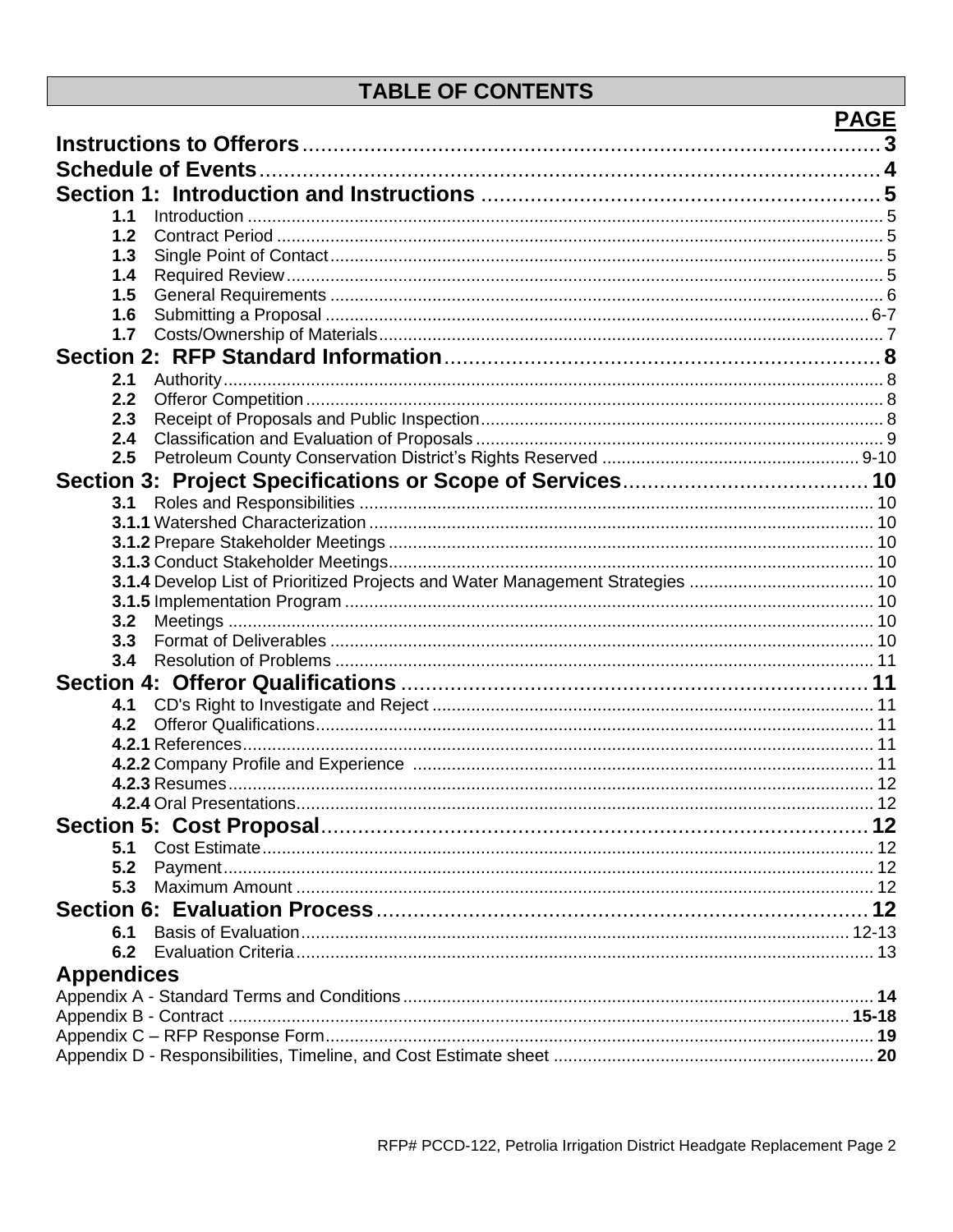# TABLE OF CONTENTS

| | PAGE |
|---|---|
| **Instructions to Offerors** | **3** |
| **Schedule of Events** | **4** |
| **Section 1: Introduction and Instructions** | **5** |
| **1.1** Introduction | 5 |
| **1.2** Contract Period | 5 |
| **1.3** Single Point of Contact | 5 |
| **1.4** Required Review | 5 |
| **1.5** General Requirements | 6 |
| **1.6** Submitting a Proposal | 6-7 |
| **1.7** Costs/Ownership of Materials | 7 |
| **Section 2: RFP Standard Information** | **8** |
| **2.1** Authority | 8 |
| **2.2** Offeror Competition | 8 |
| **2.3** Receipt of Proposals and Public Inspection | 8 |
| **2.4** Classification and Evaluation of Proposals | 9 |
| **2.5** Petroleum County Conservation District's Rights Reserved | 9-10 |
| **Section 3: Project Specifications or Scope of Services** | **10** |
| **3.1** Roles and Responsibilities | 10 |
| **3.1.1** Watershed Characterization | 10 |
| **3.1.2** Prepare Stakeholder Meetings | 10 |
| **3.1.3** Conduct Stakeholder Meetings | 10 |
| **3.1.4** Develop List of Prioritized Projects and Water Management Strategies | 10 |
| **3.1.5** Implementation Program | 10 |
| **3.2** Meetings | 10 |
| **3.3** Format of Deliverables | 10 |
| **3.4** Resolution of Problems | 11 |
| **Section 4: Offeror Qualifications** | **11** |
| **4.1** CD's Right to Investigate and Reject | 11 |
| **4.2** Offeror Qualifications | 11 |
| **4.2.1** References | 11 |
| **4.2.2** Company Profile and Experience | 11 |
| **4.2.3** Resumes | 12 |
| **4.2.4** Oral Presentations | 12 |
| **Section 5: Cost Proposal** | **12** |
| **5.1** Cost Estimate | 12 |
| **5.2** Payment | 12 |
| **5.3** Maximum Amount | 12 |
| **Section 6: Evaluation Process** | **12** |
| **6.1** Basis of Evaluation | 12-13 |
| **6.2** Evaluation Criteria | 13 |
| **Appendices** | |
| Appendix A - Standard Terms and Conditions | **14** |
| Appendix B - Contract | **15-18** |
| Appendix C – RFP Response Form | **19** |
| Appendix D - Responsibilities, Timeline, and Cost Estimate sheet | **20** |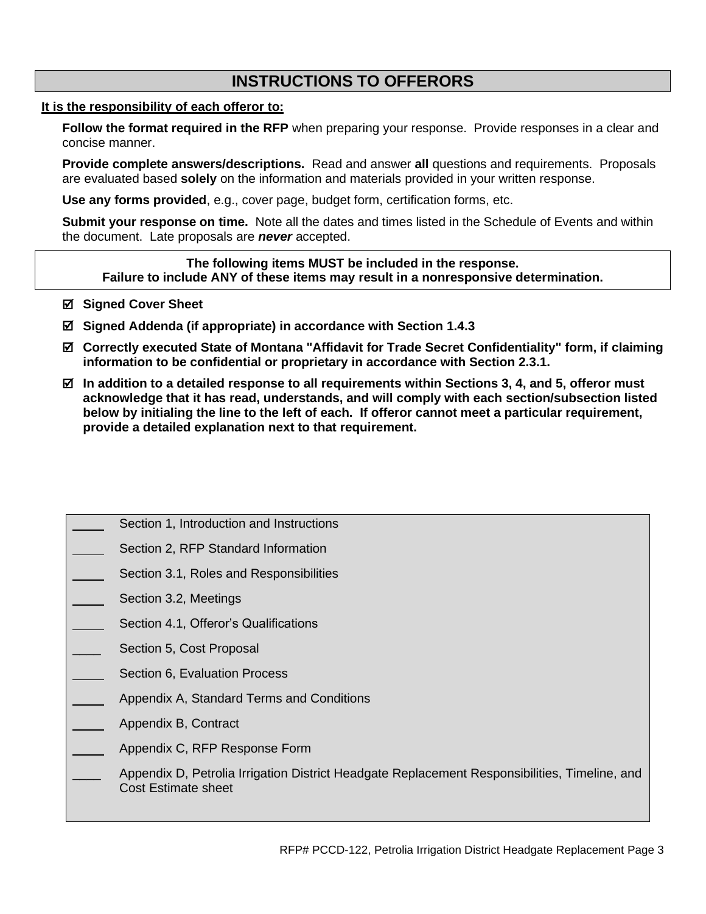# INSTRUCTIONS TO OFFERORS

**<u>It is the responsibility of each offeror to:</u>**

**Follow the format required in the RFP** when preparing your response. Provide responses in a clear and concise manner.

**Provide complete answers/descriptions.** Read and answer **all** questions and requirements. Proposals are evaluated based **solely** on the information and materials provided in your written response.

**Use any forms provided**, e.g., cover page, budget form, certification forms, etc.

**Submit your response on time.** Note all the dates and times listed in the Schedule of Events and within the document. Late proposals are ***never*** accepted.

**The following items MUST be included in the response.**
**Failure to include ANY of these items may result in a nonresponsive determination.**

- ☑ **Signed Cover Sheet**
- ☑ **Signed Addenda (if appropriate) in accordance with Section 1.4.3**
- ☑ **Correctly executed State of Montana "Affidavit for Trade Secret Confidentiality" form, if claiming information to be confidential or proprietary in accordance with Section 2.3.1.**
- ☑ **In addition to a detailed response to all requirements within Sections 3, 4, and 5, offeror must acknowledge that it has read, understands, and will comply with each section/subsection listed below by initialing the line to the left of each. If offeror cannot meet a particular requirement, provide a detailed explanation next to that requirement.**

| | |
|---|---|
| ____ | Section 1, Introduction and Instructions |
| ____ | Section 2, RFP Standard Information |
| ____ | Section 3.1, Roles and Responsibilities |
| ____ | Section 3.2, Meetings |
| ____ | Section 4.1, Offeror's Qualifications |
| ____ | Section 5, Cost Proposal |
| ____ | Section 6, Evaluation Process |
| ____ | Appendix A, Standard Terms and Conditions |
| ____ | Appendix B, Contract |
| ____ | Appendix C, RFP Response Form |
| ____ | Appendix D, Petrolia Irrigation District Headgate Replacement Responsibilities, Timeline, and Cost Estimate sheet |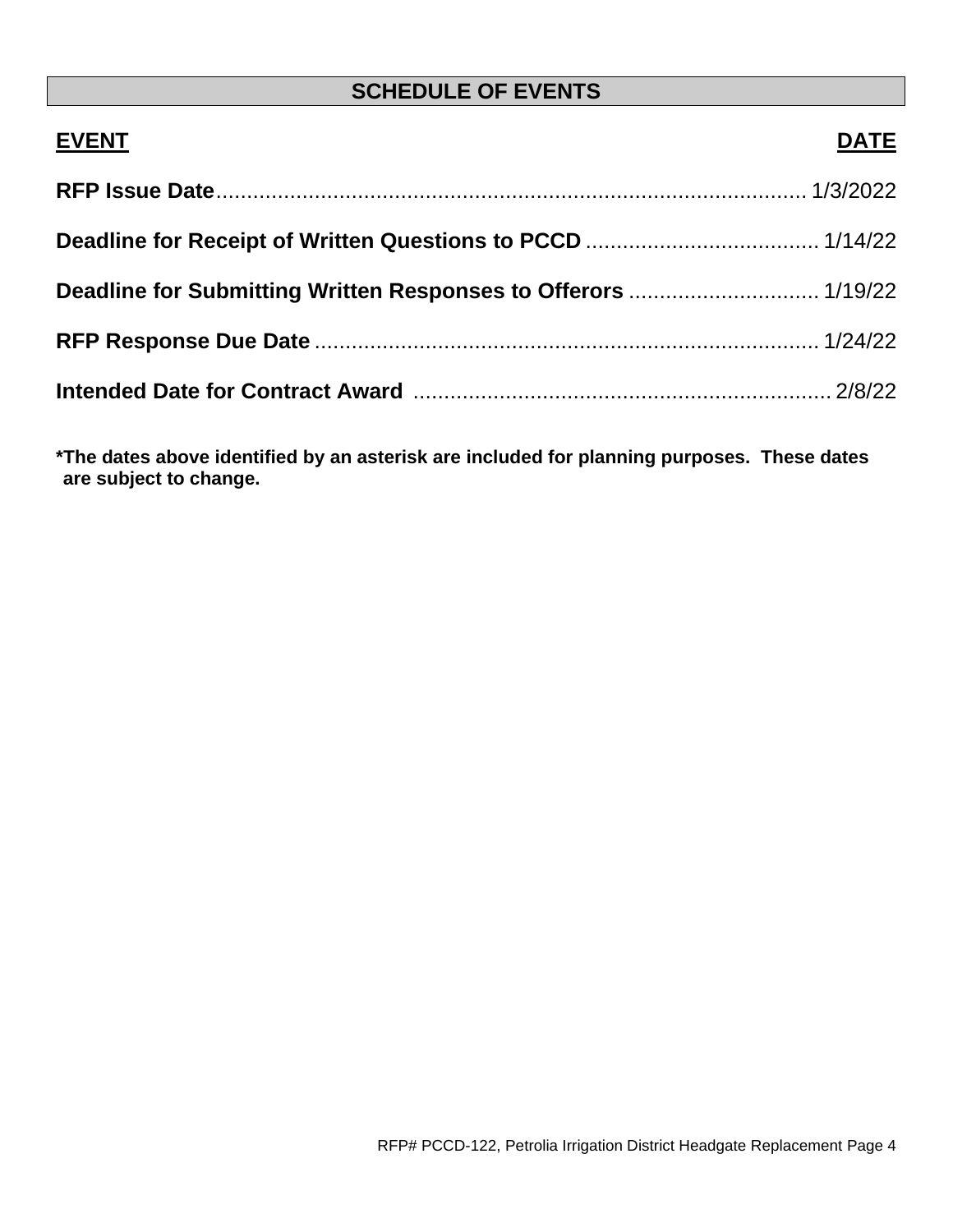## SCHEDULE OF EVENTS

| EVENT | DATE |
| --- | --- |
| **RFP Issue Date** | 1/3/2022 |
| **Deadline for Receipt of Written Questions to PCCD** | 1/14/22 |
| **Deadline for Submitting Written Responses to Offerors** | 1/19/22 |
| **RFP Response Due Date** | 1/24/22 |
| **Intended Date for Contract Award** | 2/8/22 |

**\*The dates above identified by an asterisk are included for planning purposes. These dates are subject to change.**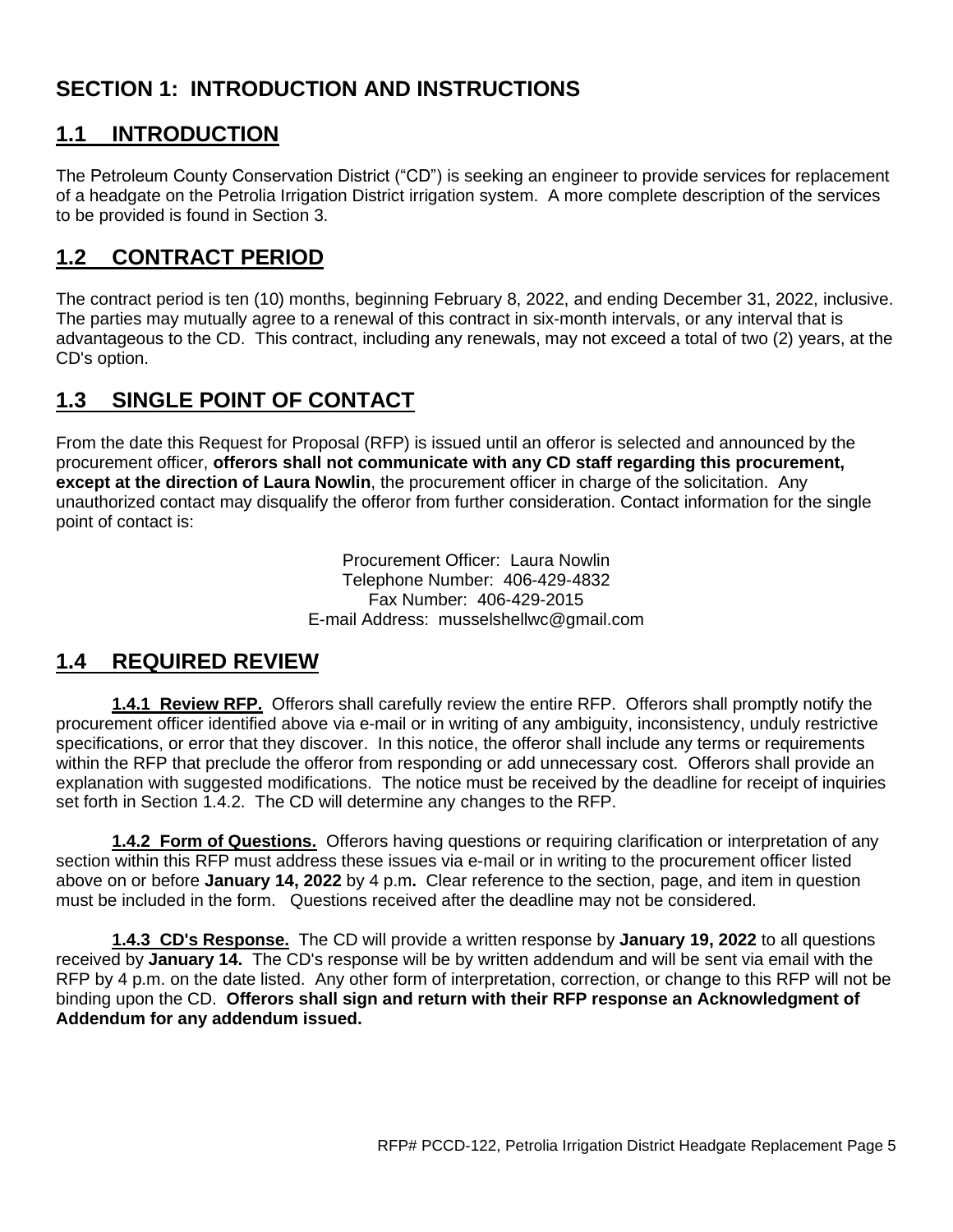# SECTION 1: INTRODUCTION AND INSTRUCTIONS

## 1.1 INTRODUCTION

The Petroleum County Conservation District ("CD") is seeking an engineer to provide services for replacement of a headgate on the Petrolia Irrigation District irrigation system. A more complete description of the services to be provided is found in Section 3.

## 1.2 CONTRACT PERIOD

The contract period is ten (10) months, beginning February 8, 2022, and ending December 31, 2022, inclusive. The parties may mutually agree to a renewal of this contract in six-month intervals, or any interval that is advantageous to the CD. This contract, including any renewals, may not exceed a total of two (2) years, at the CD's option.

## 1.3 SINGLE POINT OF CONTACT

From the date this Request for Proposal (RFP) is issued until an offeror is selected and announced by the procurement officer, **offerors shall not communicate with any CD staff regarding this procurement, except at the direction of Laura Nowlin**, the procurement officer in charge of the solicitation. Any unauthorized contact may disqualify the offeror from further consideration. Contact information for the single point of contact is:

Procurement Officer: Laura Nowlin
Telephone Number: 406-429-4832
Fax Number: 406-429-2015
E-mail Address: musselshellwc@gmail.com

## 1.4 REQUIRED REVIEW

**1.4.1 Review RFP.** Offerors shall carefully review the entire RFP. Offerors shall promptly notify the procurement officer identified above via e-mail or in writing of any ambiguity, inconsistency, unduly restrictive specifications, or error that they discover. In this notice, the offeror shall include any terms or requirements within the RFP that preclude the offeror from responding or add unnecessary cost. Offerors shall provide an explanation with suggested modifications. The notice must be received by the deadline for receipt of inquiries set forth in Section 1.4.2. The CD will determine any changes to the RFP.

**1.4.2 Form of Questions.** Offerors having questions or requiring clarification or interpretation of any section within this RFP must address these issues via e-mail or in writing to the procurement officer listed above on or before **January 14, 2022** by 4 p.m**.** Clear reference to the section, page, and item in question must be included in the form. Questions received after the deadline may not be considered.

**1.4.3 CD's Response.** The CD will provide a written response by **January 19, 2022** to all questions received by **January 14.** The CD's response will be by written addendum and will be sent via email with the RFP by 4 p.m. on the date listed. Any other form of interpretation, correction, or change to this RFP will not be binding upon the CD. **Offerors shall sign and return with their RFP response an Acknowledgment of Addendum for any addendum issued.**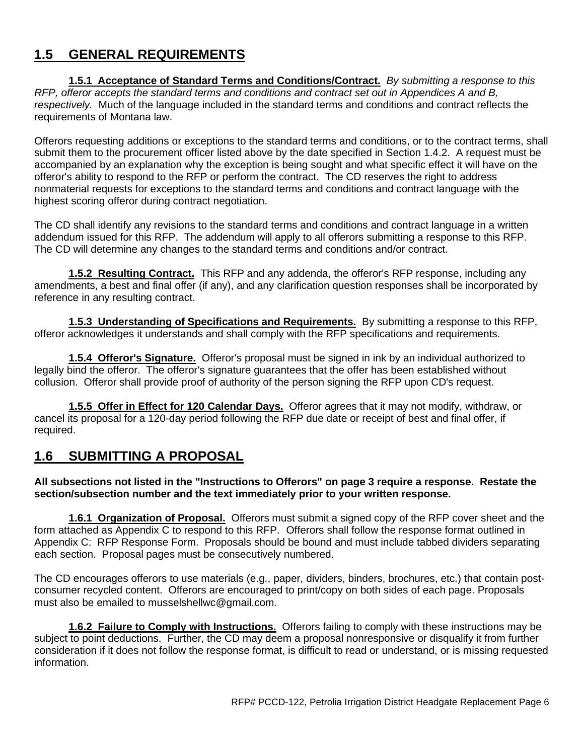## 1.5 GENERAL REQUIREMENTS

**1.5.1 Acceptance of Standard Terms and Conditions/Contract.** *By submitting a response to this RFP, offeror accepts the standard terms and conditions and contract set out in Appendices A and B, respectively.* Much of the language included in the standard terms and conditions and contract reflects the requirements of Montana law.

Offerors requesting additions or exceptions to the standard terms and conditions, or to the contract terms, shall submit them to the procurement officer listed above by the date specified in Section 1.4.2. A request must be accompanied by an explanation why the exception is being sought and what specific effect it will have on the offeror's ability to respond to the RFP or perform the contract. The CD reserves the right to address nonmaterial requests for exceptions to the standard terms and conditions and contract language with the highest scoring offeror during contract negotiation.

The CD shall identify any revisions to the standard terms and conditions and contract language in a written addendum issued for this RFP. The addendum will apply to all offerors submitting a response to this RFP. The CD will determine any changes to the standard terms and conditions and/or contract.

**1.5.2 Resulting Contract.** This RFP and any addenda, the offeror's RFP response, including any amendments, a best and final offer (if any), and any clarification question responses shall be incorporated by reference in any resulting contract.

**1.5.3 Understanding of Specifications and Requirements.** By submitting a response to this RFP, offeror acknowledges it understands and shall comply with the RFP specifications and requirements.

**1.5.4 Offeror's Signature.** Offeror's proposal must be signed in ink by an individual authorized to legally bind the offeror. The offeror's signature guarantees that the offer has been established without collusion. Offeror shall provide proof of authority of the person signing the RFP upon CD's request.

**1.5.5 Offer in Effect for 120 Calendar Days.** Offeror agrees that it may not modify, withdraw, or cancel its proposal for a 120-day period following the RFP due date or receipt of best and final offer, if required.

## 1.6 SUBMITTING A PROPOSAL

**All subsections not listed in the "Instructions to Offerors" on page 3 require a response. Restate the section/subsection number and the text immediately prior to your written response.**

**1.6.1 Organization of Proposal.** Offerors must submit a signed copy of the RFP cover sheet and the form attached as Appendix C to respond to this RFP. Offerors shall follow the response format outlined in Appendix C: RFP Response Form. Proposals should be bound and must include tabbed dividers separating each section. Proposal pages must be consecutively numbered.

The CD encourages offerors to use materials (e.g., paper, dividers, binders, brochures, etc.) that contain post-consumer recycled content. Offerors are encouraged to print/copy on both sides of each page. Proposals must also be emailed to musselshellwc@gmail.com.

**1.6.2 Failure to Comply with Instructions.** Offerors failing to comply with these instructions may be subject to point deductions. Further, the CD may deem a proposal nonresponsive or disqualify it from further consideration if it does not follow the response format, is difficult to read or understand, or is missing requested information.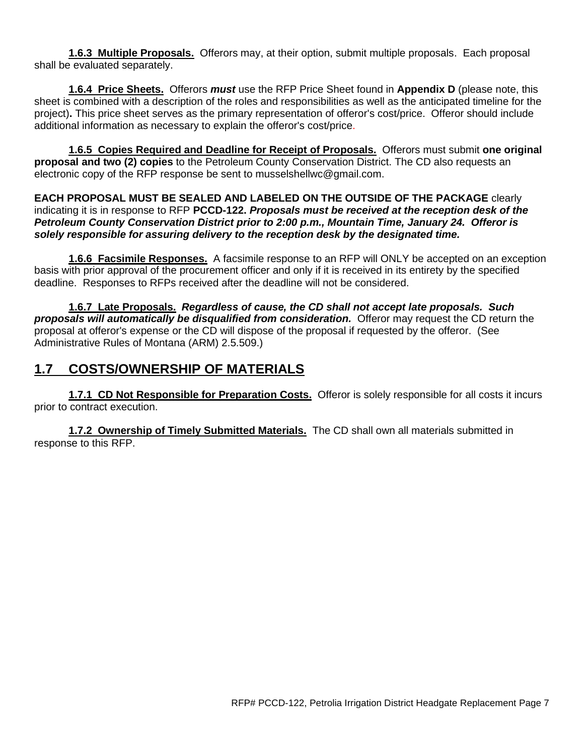**1.6.3 Multiple Proposals.** Offerors may, at their option, submit multiple proposals. Each proposal shall be evaluated separately.

**1.6.4 Price Sheets.** Offerors ***must*** use the RFP Price Sheet found in **Appendix D** (please note, this sheet is combined with a description of the roles and responsibilities as well as the anticipated timeline for the project)**.** This price sheet serves as the primary representation of offeror's cost/price. Offeror should include additional information as necessary to explain the offeror's cost/price.

**1.6.5 Copies Required and Deadline for Receipt of Proposals.** Offerors must submit **one original proposal and two (2) copies** to the Petroleum County Conservation District. The CD also requests an electronic copy of the RFP response be sent to musselshellwc@gmail.com.

**EACH PROPOSAL MUST BE SEALED AND LABELED ON THE OUTSIDE OF THE PACKAGE** clearly indicating it is in response to RFP **PCCD-122.** ***Proposals must be received at the reception desk of the Petroleum County Conservation District prior to 2:00 p.m., Mountain Time, January 24. Offeror is solely responsible for assuring delivery to the reception desk by the designated time.***

**1.6.6 Facsimile Responses.** A facsimile response to an RFP will ONLY be accepted on an exception basis with prior approval of the procurement officer and only if it is received in its entirety by the specified deadline. Responses to RFPs received after the deadline will not be considered.

**1.6.7 Late Proposals.** ***Regardless of cause, the CD shall not accept late proposals. Such proposals will automatically be disqualified from consideration.*** Offeror may request the CD return the proposal at offeror's expense or the CD will dispose of the proposal if requested by the offeror. (See Administrative Rules of Montana (ARM) 2.5.509.)

## 1.7 COSTS/OWNERSHIP OF MATERIALS

**1.7.1 CD Not Responsible for Preparation Costs.** Offeror is solely responsible for all costs it incurs prior to contract execution.

**1.7.2 Ownership of Timely Submitted Materials.** The CD shall own all materials submitted in response to this RFP.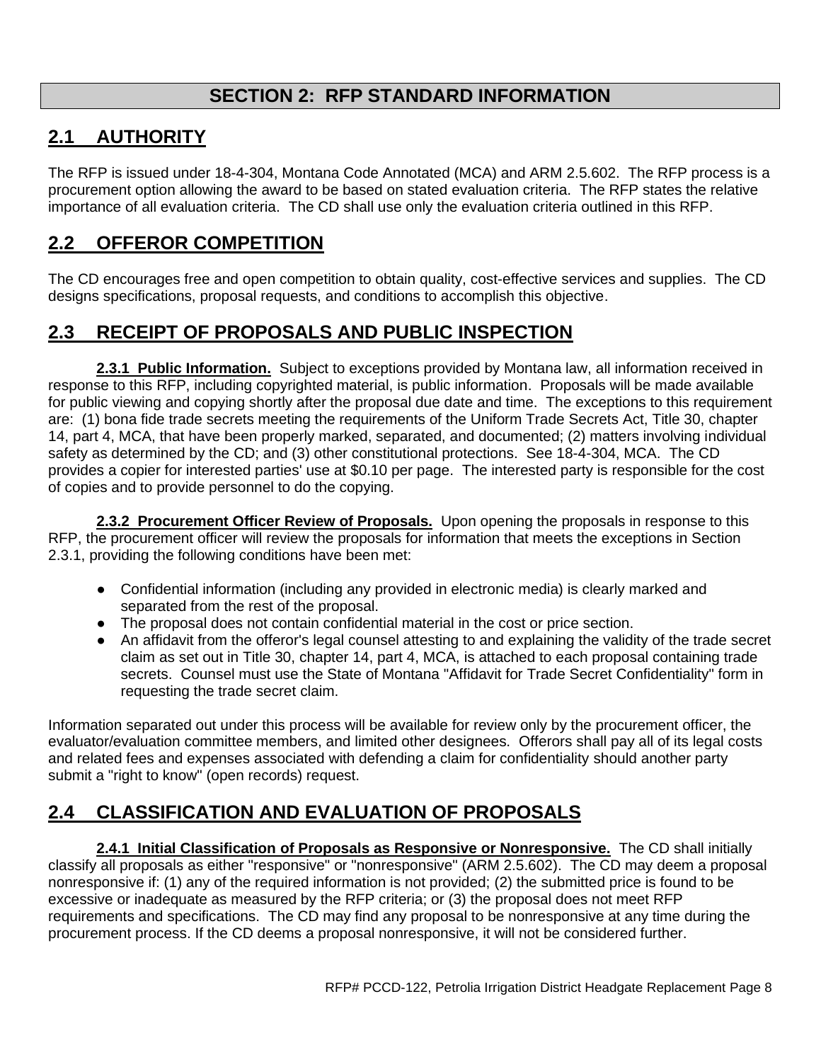# SECTION 2: RFP STANDARD INFORMATION

## 2.1 AUTHORITY

The RFP is issued under 18-4-304, Montana Code Annotated (MCA) and ARM 2.5.602. The RFP process is a procurement option allowing the award to be based on stated evaluation criteria. The RFP states the relative importance of all evaluation criteria. The CD shall use only the evaluation criteria outlined in this RFP.

## 2.2 OFFEROR COMPETITION

The CD encourages free and open competition to obtain quality, cost-effective services and supplies. The CD designs specifications, proposal requests, and conditions to accomplish this objective.

## 2.3 RECEIPT OF PROPOSALS AND PUBLIC INSPECTION

**2.3.1 Public Information.** Subject to exceptions provided by Montana law, all information received in response to this RFP, including copyrighted material, is public information. Proposals will be made available for public viewing and copying shortly after the proposal due date and time. The exceptions to this requirement are: (1) bona fide trade secrets meeting the requirements of the Uniform Trade Secrets Act, Title 30, chapter 14, part 4, MCA, that have been properly marked, separated, and documented; (2) matters involving individual safety as determined by the CD; and (3) other constitutional protections. See 18-4-304, MCA. The CD provides a copier for interested parties' use at $0.10 per page. The interested party is responsible for the cost of copies and to provide personnel to do the copying.

**2.3.2 Procurement Officer Review of Proposals.** Upon opening the proposals in response to this RFP, the procurement officer will review the proposals for information that meets the exceptions in Section 2.3.1, providing the following conditions have been met:

- Confidential information (including any provided in electronic media) is clearly marked and separated from the rest of the proposal.
- The proposal does not contain confidential material in the cost or price section.
- An affidavit from the offeror's legal counsel attesting to and explaining the validity of the trade secret claim as set out in Title 30, chapter 14, part 4, MCA, is attached to each proposal containing trade secrets. Counsel must use the State of Montana "Affidavit for Trade Secret Confidentiality" form in requesting the trade secret claim.

Information separated out under this process will be available for review only by the procurement officer, the evaluator/evaluation committee members, and limited other designees. Offerors shall pay all of its legal costs and related fees and expenses associated with defending a claim for confidentiality should another party submit a "right to know" (open records) request.

## 2.4 CLASSIFICATION AND EVALUATION OF PROPOSALS

**2.4.1 Initial Classification of Proposals as Responsive or Nonresponsive.** The CD shall initially classify all proposals as either "responsive" or "nonresponsive" (ARM 2.5.602). The CD may deem a proposal nonresponsive if: (1) any of the required information is not provided; (2) the submitted price is found to be excessive or inadequate as measured by the RFP criteria; or (3) the proposal does not meet RFP requirements and specifications. The CD may find any proposal to be nonresponsive at any time during the procurement process. If the CD deems a proposal nonresponsive, it will not be considered further.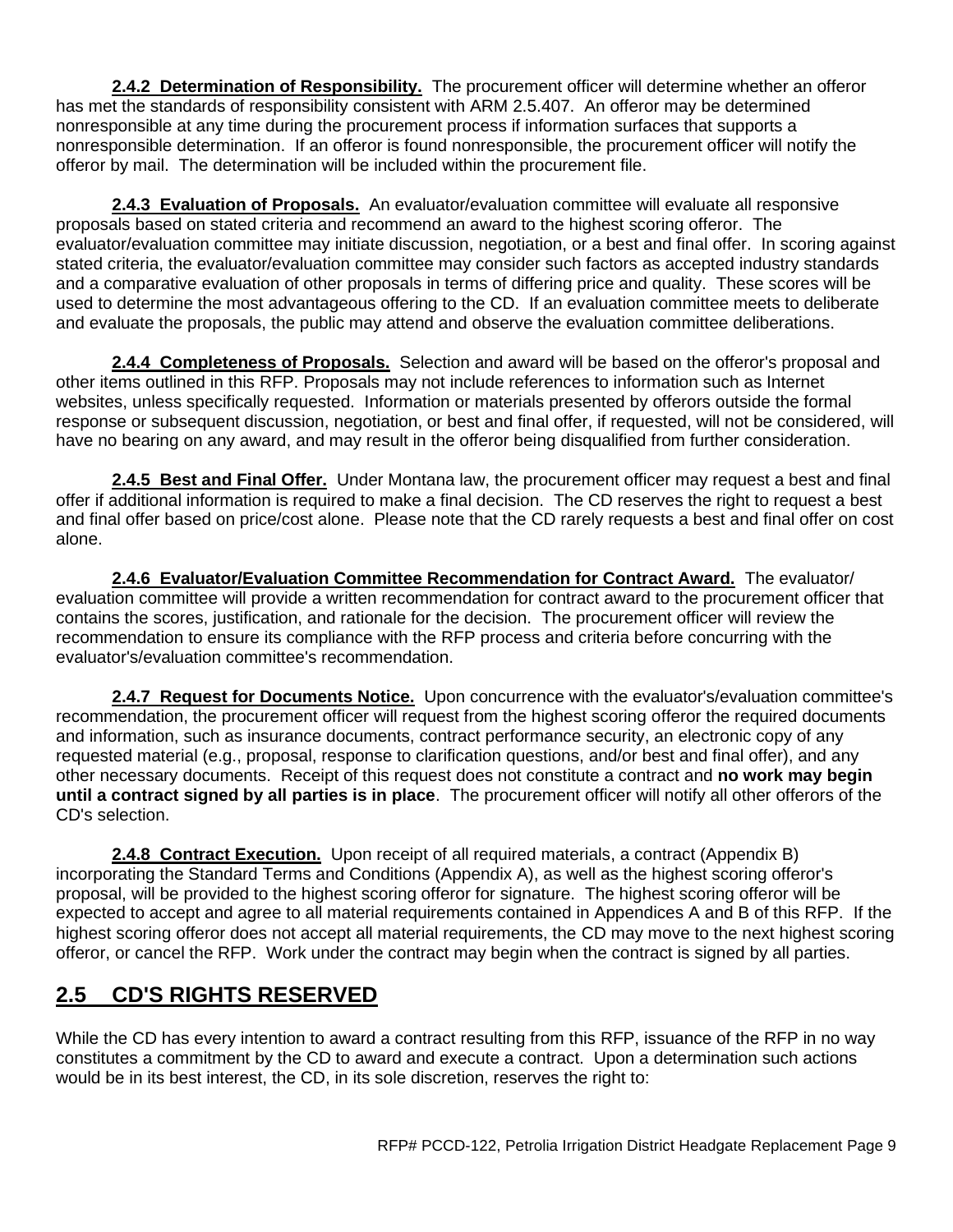**2.4.2 Determination of Responsibility.** The procurement officer will determine whether an offeror has met the standards of responsibility consistent with ARM 2.5.407. An offeror may be determined nonresponsible at any time during the procurement process if information surfaces that supports a nonresponsible determination. If an offeror is found nonresponsible, the procurement officer will notify the offeror by mail. The determination will be included within the procurement file.

**2.4.3 Evaluation of Proposals.** An evaluator/evaluation committee will evaluate all responsive proposals based on stated criteria and recommend an award to the highest scoring offeror. The evaluator/evaluation committee may initiate discussion, negotiation, or a best and final offer. In scoring against stated criteria, the evaluator/evaluation committee may consider such factors as accepted industry standards and a comparative evaluation of other proposals in terms of differing price and quality. These scores will be used to determine the most advantageous offering to the CD. If an evaluation committee meets to deliberate and evaluate the proposals, the public may attend and observe the evaluation committee deliberations.

**2.4.4 Completeness of Proposals.** Selection and award will be based on the offeror's proposal and other items outlined in this RFP. Proposals may not include references to information such as Internet websites, unless specifically requested. Information or materials presented by offerors outside the formal response or subsequent discussion, negotiation, or best and final offer, if requested, will not be considered, will have no bearing on any award, and may result in the offeror being disqualified from further consideration.

**2.4.5 Best and Final Offer.** Under Montana law, the procurement officer may request a best and final offer if additional information is required to make a final decision. The CD reserves the right to request a best and final offer based on price/cost alone. Please note that the CD rarely requests a best and final offer on cost alone.

**2.4.6 Evaluator/Evaluation Committee Recommendation for Contract Award.** The evaluator/evaluation committee will provide a written recommendation for contract award to the procurement officer that contains the scores, justification, and rationale for the decision. The procurement officer will review the recommendation to ensure its compliance with the RFP process and criteria before concurring with the evaluator's/evaluation committee's recommendation.

**2.4.7 Request for Documents Notice.** Upon concurrence with the evaluator's/evaluation committee's recommendation, the procurement officer will request from the highest scoring offeror the required documents and information, such as insurance documents, contract performance security, an electronic copy of any requested material (e.g., proposal, response to clarification questions, and/or best and final offer), and any other necessary documents. Receipt of this request does not constitute a contract and **no work may begin until a contract signed by all parties is in place**. The procurement officer will notify all other offerors of the CD's selection.

**2.4.8 Contract Execution.** Upon receipt of all required materials, a contract (Appendix B) incorporating the Standard Terms and Conditions (Appendix A), as well as the highest scoring offeror's proposal, will be provided to the highest scoring offeror for signature. The highest scoring offeror will be expected to accept and agree to all material requirements contained in Appendices A and B of this RFP. If the highest scoring offeror does not accept all material requirements, the CD may move to the next highest scoring offeror, or cancel the RFP. Work under the contract may begin when the contract is signed by all parties.

## 2.5 CD'S RIGHTS RESERVED

While the CD has every intention to award a contract resulting from this RFP, issuance of the RFP in no way constitutes a commitment by the CD to award and execute a contract. Upon a determination such actions would be in its best interest, the CD, in its sole discretion, reserves the right to: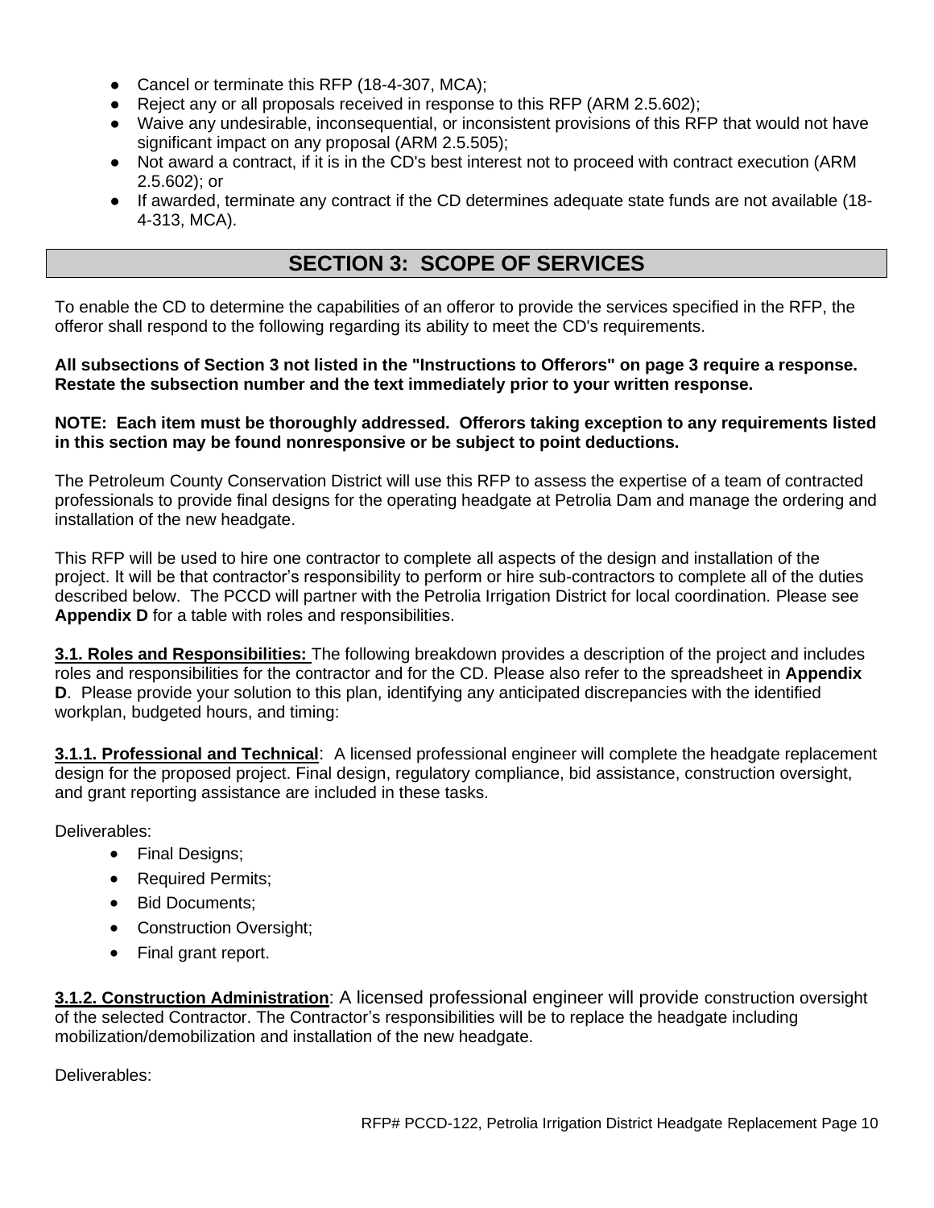- Cancel or terminate this RFP (18-4-307, MCA);
- Reject any or all proposals received in response to this RFP (ARM 2.5.602);
- Waive any undesirable, inconsequential, or inconsistent provisions of this RFP that would not have significant impact on any proposal (ARM 2.5.505);
- Not award a contract, if it is in the CD's best interest not to proceed with contract execution (ARM 2.5.602); or
- If awarded, terminate any contract if the CD determines adequate state funds are not available (18-4-313, MCA).

## SECTION 3: SCOPE OF SERVICES

To enable the CD to determine the capabilities of an offeror to provide the services specified in the RFP, the offeror shall respond to the following regarding its ability to meet the CD's requirements.

**All subsections of Section 3 not listed in the "Instructions to Offerors" on page 3 require a response. Restate the subsection number and the text immediately prior to your written response.**

**NOTE: Each item must be thoroughly addressed. Offerors taking exception to any requirements listed in this section may be found nonresponsive or be subject to point deductions.**

The Petroleum County Conservation District will use this RFP to assess the expertise of a team of contracted professionals to provide final designs for the operating headgate at Petrolia Dam and manage the ordering and installation of the new headgate.

This RFP will be used to hire one contractor to complete all aspects of the design and installation of the project. It will be that contractor's responsibility to perform or hire sub-contractors to complete all of the duties described below. The PCCD will partner with the Petrolia Irrigation District for local coordination. Please see **Appendix D** for a table with roles and responsibilities.

**3.1. Roles and Responsibilities:** The following breakdown provides a description of the project and includes roles and responsibilities for the contractor and for the CD. Please also refer to the spreadsheet in **Appendix D**. Please provide your solution to this plan, identifying any anticipated discrepancies with the identified workplan, budgeted hours, and timing:

**3.1.1. Professional and Technical**: A licensed professional engineer will complete the headgate replacement design for the proposed project. Final design, regulatory compliance, bid assistance, construction oversight, and grant reporting assistance are included in these tasks.

Deliverables:

- Final Designs;
- Required Permits;
- Bid Documents;
- Construction Oversight;
- Final grant report.

**3.1.2. Construction Administration**: A licensed professional engineer will provide construction oversight of the selected Contractor. The Contractor's responsibilities will be to replace the headgate including mobilization/demobilization and installation of the new headgate.

Deliverables: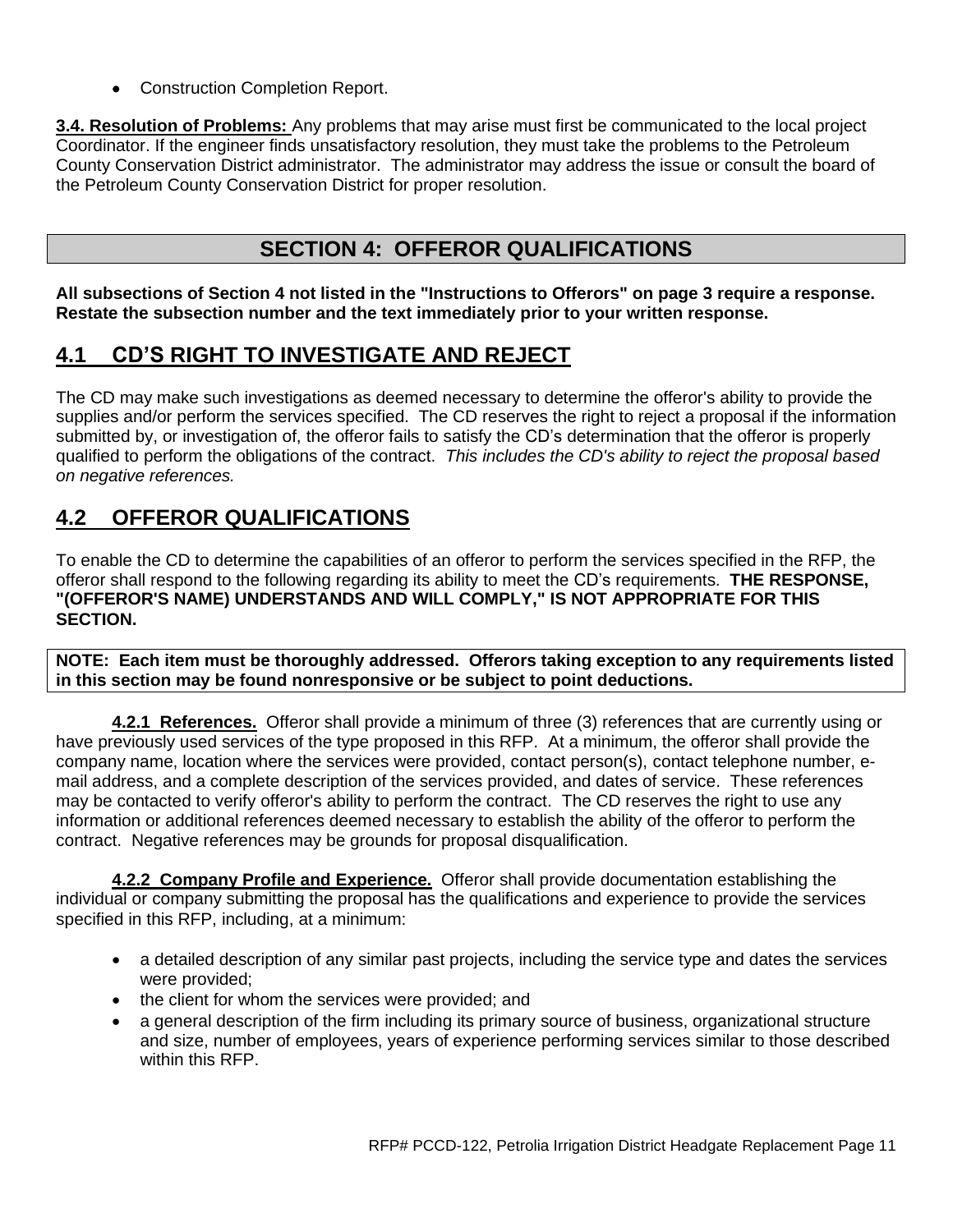- Construction Completion Report.

**3.4. Resolution of Problems:** Any problems that may arise must first be communicated to the local project Coordinator. If the engineer finds unsatisfactory resolution, they must take the problems to the Petroleum County Conservation District administrator. The administrator may address the issue or consult the board of the Petroleum County Conservation District for proper resolution.

# SECTION 4: OFFEROR QUALIFICATIONS

**All subsections of Section 4 not listed in the "Instructions to Offerors" on page 3 require a response. Restate the subsection number and the text immediately prior to your written response.**

## 4.1 CD'S RIGHT TO INVESTIGATE AND REJECT

The CD may make such investigations as deemed necessary to determine the offeror's ability to provide the supplies and/or perform the services specified. The CD reserves the right to reject a proposal if the information submitted by, or investigation of, the offeror fails to satisfy the CD's determination that the offeror is properly qualified to perform the obligations of the contract. *This includes the CD's ability to reject the proposal based on negative references.*

## 4.2 OFFEROR QUALIFICATIONS

To enable the CD to determine the capabilities of an offeror to perform the services specified in the RFP, the offeror shall respond to the following regarding its ability to meet the CD's requirements. **THE RESPONSE, "(OFFEROR'S NAME) UNDERSTANDS AND WILL COMPLY," IS NOT APPROPRIATE FOR THIS SECTION.**

**NOTE: Each item must be thoroughly addressed. Offerors taking exception to any requirements listed in this section may be found nonresponsive or be subject to point deductions.**

**4.2.1 References.** Offeror shall provide a minimum of three (3) references that are currently using or have previously used services of the type proposed in this RFP. At a minimum, the offeror shall provide the company name, location where the services were provided, contact person(s), contact telephone number, e-mail address, and a complete description of the services provided, and dates of service. These references may be contacted to verify offeror's ability to perform the contract. The CD reserves the right to use any information or additional references deemed necessary to establish the ability of the offeror to perform the contract. Negative references may be grounds for proposal disqualification.

**4.2.2 Company Profile and Experience.** Offeror shall provide documentation establishing the individual or company submitting the proposal has the qualifications and experience to provide the services specified in this RFP, including, at a minimum:

- a detailed description of any similar past projects, including the service type and dates the services were provided;
- the client for whom the services were provided; and
- a general description of the firm including its primary source of business, organizational structure and size, number of employees, years of experience performing services similar to those described within this RFP.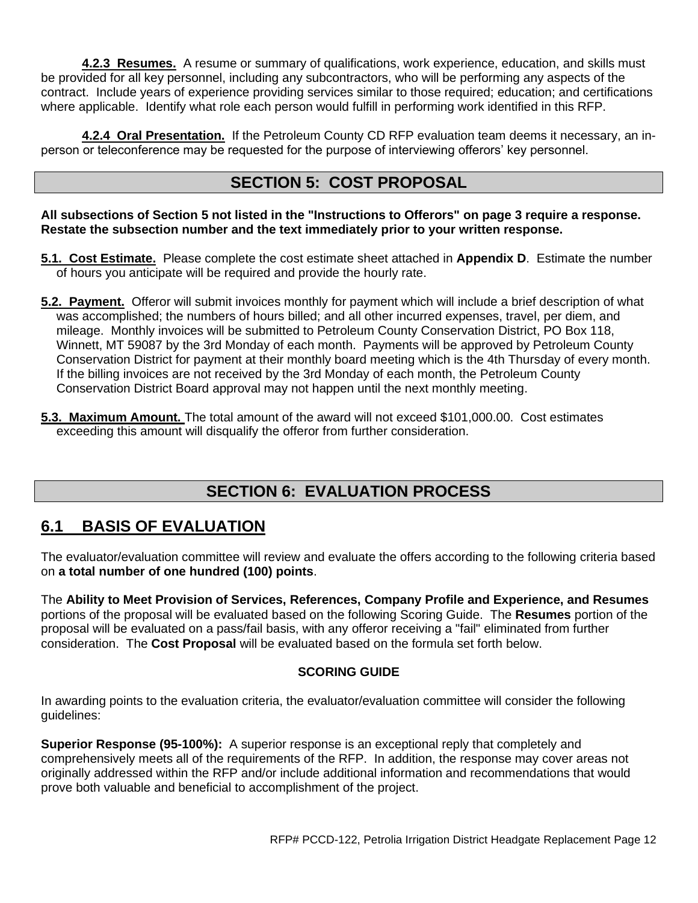**4.2.3 Resumes.** A resume or summary of qualifications, work experience, education, and skills must be provided for all key personnel, including any subcontractors, who will be performing any aspects of the contract. Include years of experience providing services similar to those required; education; and certifications where applicable. Identify what role each person would fulfill in performing work identified in this RFP.

**4.2.4 Oral Presentation.** If the Petroleum County CD RFP evaluation team deems it necessary, an in-person or teleconference may be requested for the purpose of interviewing offerors' key personnel.

## SECTION 5: COST PROPOSAL

**All subsections of Section 5 not listed in the "Instructions to Offerors" on page 3 require a response. Restate the subsection number and the text immediately prior to your written response.**

**5.1. Cost Estimate.** Please complete the cost estimate sheet attached in **Appendix D**. Estimate the number of hours you anticipate will be required and provide the hourly rate.

**5.2. Payment.** Offeror will submit invoices monthly for payment which will include a brief description of what was accomplished; the numbers of hours billed; and all other incurred expenses, travel, per diem, and mileage. Monthly invoices will be submitted to Petroleum County Conservation District, PO Box 118, Winnett, MT 59087 by the 3rd Monday of each month. Payments will be approved by Petroleum County Conservation District for payment at their monthly board meeting which is the 4th Thursday of every month. If the billing invoices are not received by the 3rd Monday of each month, the Petroleum County Conservation District Board approval may not happen until the next monthly meeting.

**5.3. Maximum Amount.** The total amount of the award will not exceed $101,000.00. Cost estimates exceeding this amount will disqualify the offeror from further consideration.

## SECTION 6: EVALUATION PROCESS

### 6.1 BASIS OF EVALUATION

The evaluator/evaluation committee will review and evaluate the offers according to the following criteria based on **a total number of one hundred (100) points**.

The **Ability to Meet Provision of Services, References, Company Profile and Experience, and Resumes** portions of the proposal will be evaluated based on the following Scoring Guide. The **Resumes** portion of the proposal will be evaluated on a pass/fail basis, with any offeror receiving a "fail" eliminated from further consideration. The **Cost Proposal** will be evaluated based on the formula set forth below.

**SCORING GUIDE**

In awarding points to the evaluation criteria, the evaluator/evaluation committee will consider the following guidelines:

**Superior Response (95-100%):** A superior response is an exceptional reply that completely and comprehensively meets all of the requirements of the RFP. In addition, the response may cover areas not originally addressed within the RFP and/or include additional information and recommendations that would prove both valuable and beneficial to accomplishment of the project.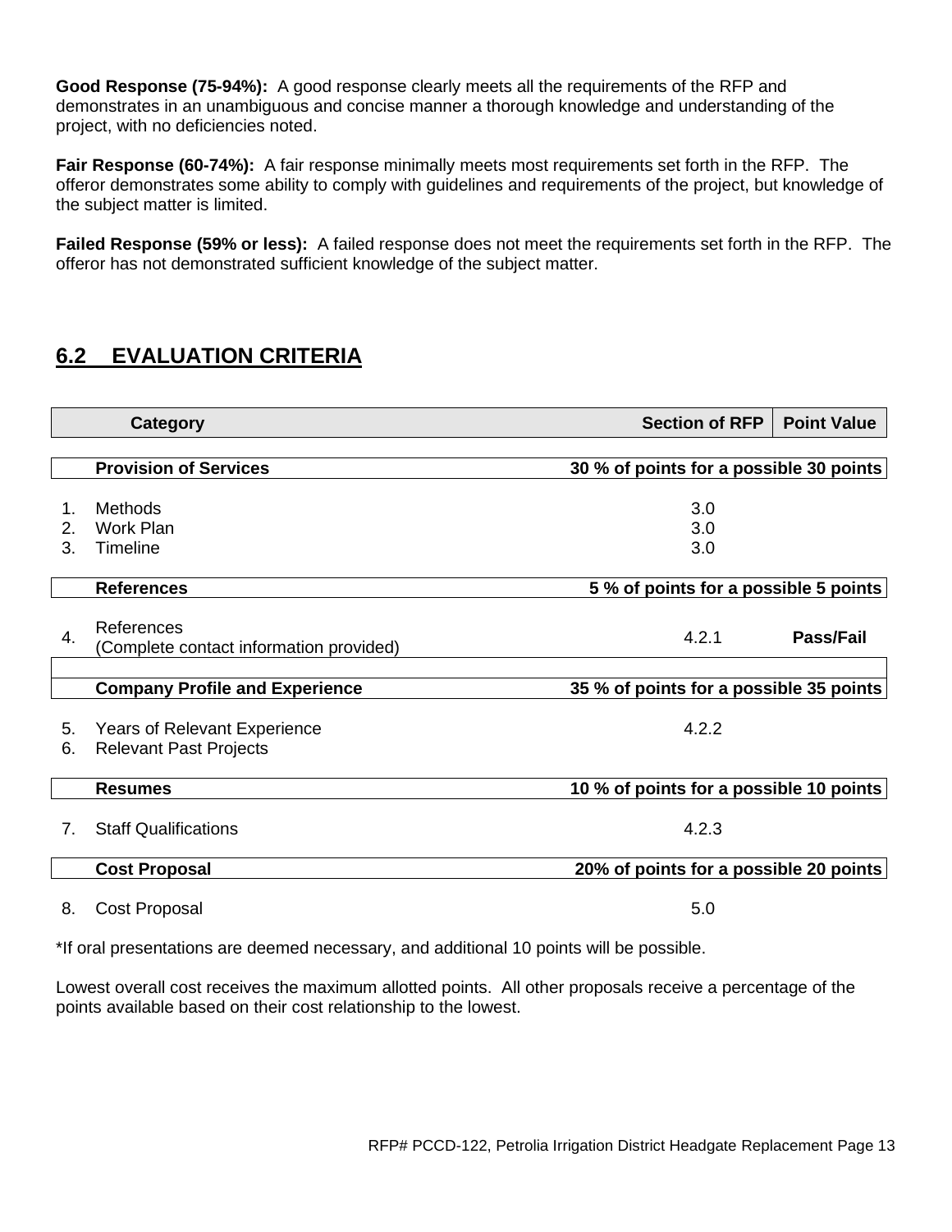**Good Response (75-94%):** A good response clearly meets all the requirements of the RFP and demonstrates in an unambiguous and concise manner a thorough knowledge and understanding of the project, with no deficiencies noted.

**Fair Response (60-74%):** A fair response minimally meets most requirements set forth in the RFP. The offeror demonstrates some ability to comply with guidelines and requirements of the project, but knowledge of the subject matter is limited.

**Failed Response (59% or less):** A failed response does not meet the requirements set forth in the RFP. The offeror has not demonstrated sufficient knowledge of the subject matter.

## 6.2 EVALUATION CRITERIA

| | Category | Section of RFP | Point Value |
|---|---|---|---|
| | **Provision of Services** | **30 % of points for a possible 30 points** | |
| 1. | Methods | 3.0 | |
| 2. | Work Plan | 3.0 | |
| 3. | Timeline | 3.0 | |
| | **References** | **5 % of points for a possible 5 points** | |
| 4. | References (Complete contact information provided) | 4.2.1 | **Pass/Fail** |
| | **Company Profile and Experience** | **35 % of points for a possible 35 points** | |
| 5. | Years of Relevant Experience | 4.2.2 | |
| 6. | Relevant Past Projects | | |
| | **Resumes** | **10 % of points for a possible 10 points** | |
| 7. | Staff Qualifications | 4.2.3 | |
| | **Cost Proposal** | **20% of points for a possible 20 points** | |
| 8. | Cost Proposal | 5.0 | |

*If oral presentations are deemed necessary, and additional 10 points will be possible.

Lowest overall cost receives the maximum allotted points. All other proposals receive a percentage of the points available based on their cost relationship to the lowest.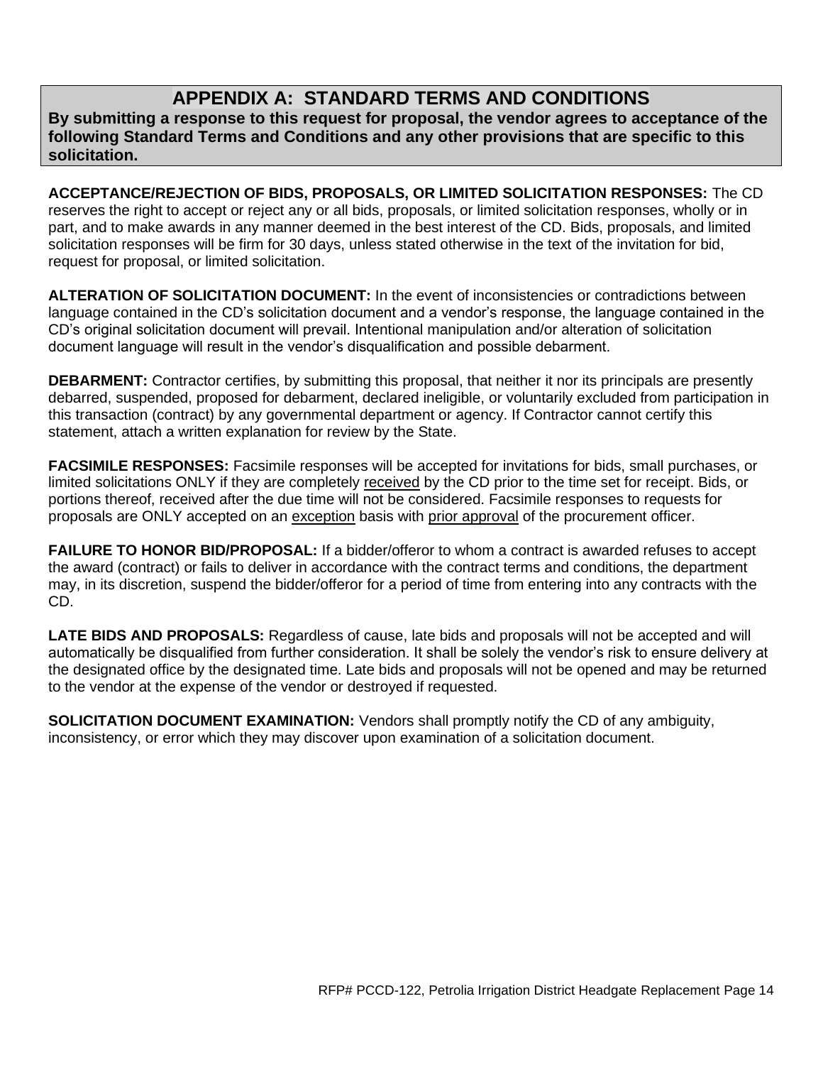# APPENDIX A: STANDARD TERMS AND CONDITIONS

**By submitting a response to this request for proposal, the vendor agrees to acceptance of the following Standard Terms and Conditions and any other provisions that are specific to this solicitation.**

**ACCEPTANCE/REJECTION OF BIDS, PROPOSALS, OR LIMITED SOLICITATION RESPONSES:** The CD reserves the right to accept or reject any or all bids, proposals, or limited solicitation responses, wholly or in part, and to make awards in any manner deemed in the best interest of the CD. Bids, proposals, and limited solicitation responses will be firm for 30 days, unless stated otherwise in the text of the invitation for bid, request for proposal, or limited solicitation.

**ALTERATION OF SOLICITATION DOCUMENT:** In the event of inconsistencies or contradictions between language contained in the CD's solicitation document and a vendor's response, the language contained in the CD's original solicitation document will prevail. Intentional manipulation and/or alteration of solicitation document language will result in the vendor's disqualification and possible debarment.

**DEBARMENT:** Contractor certifies, by submitting this proposal, that neither it nor its principals are presently debarred, suspended, proposed for debarment, declared ineligible, or voluntarily excluded from participation in this transaction (contract) by any governmental department or agency. If Contractor cannot certify this statement, attach a written explanation for review by the State.

**FACSIMILE RESPONSES:** Facsimile responses will be accepted for invitations for bids, small purchases, or limited solicitations ONLY if they are completely received by the CD prior to the time set for receipt. Bids, or portions thereof, received after the due time will not be considered. Facsimile responses to requests for proposals are ONLY accepted on an exception basis with prior approval of the procurement officer.

**FAILURE TO HONOR BID/PROPOSAL:** If a bidder/offeror to whom a contract is awarded refuses to accept the award (contract) or fails to deliver in accordance with the contract terms and conditions, the department may, in its discretion, suspend the bidder/offeror for a period of time from entering into any contracts with the CD.

**LATE BIDS AND PROPOSALS:** Regardless of cause, late bids and proposals will not be accepted and will automatically be disqualified from further consideration. It shall be solely the vendor's risk to ensure delivery at the designated office by the designated time. Late bids and proposals will not be opened and may be returned to the vendor at the expense of the vendor or destroyed if requested.

**SOLICITATION DOCUMENT EXAMINATION:** Vendors shall promptly notify the CD of any ambiguity, inconsistency, or error which they may discover upon examination of a solicitation document.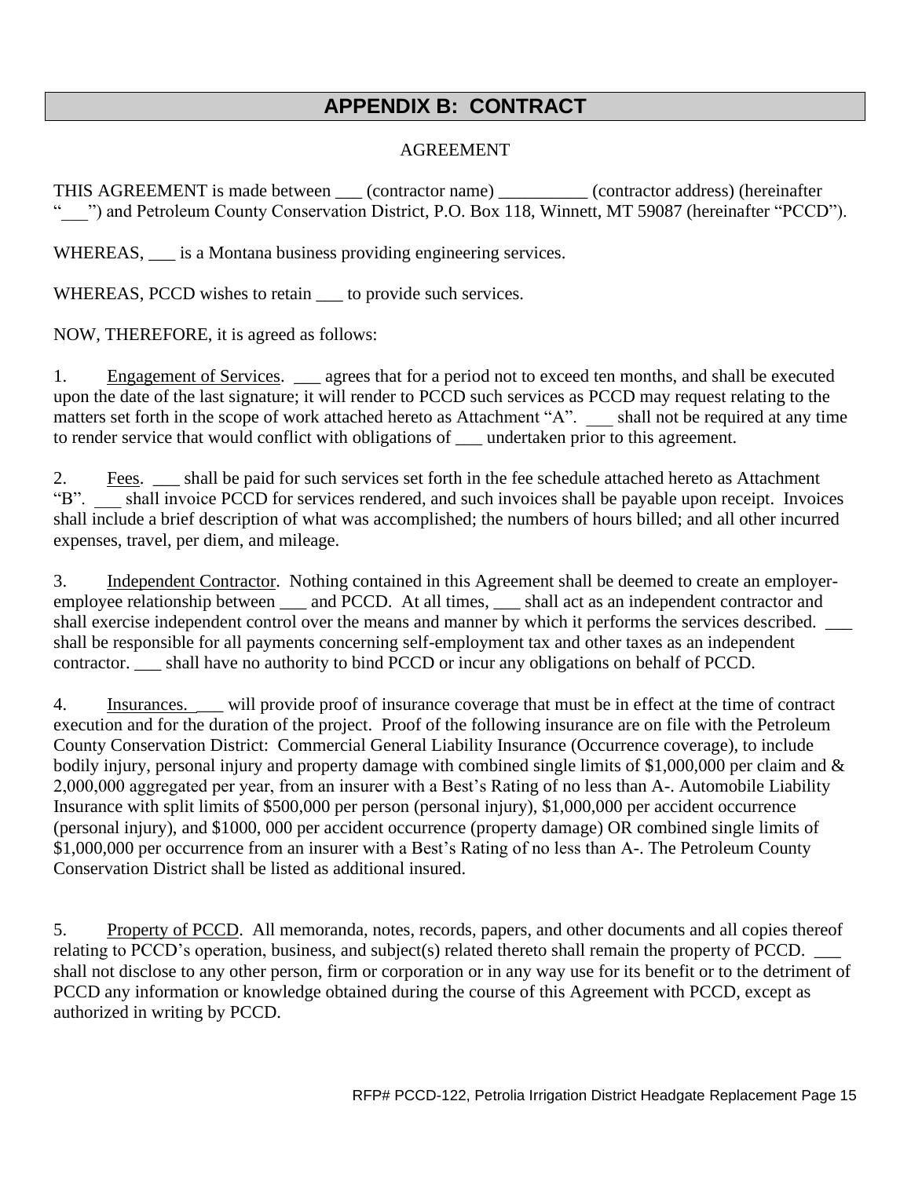# APPENDIX B: CONTRACT

AGREEMENT

THIS AGREEMENT is made between ___ (contractor name) __________ (contractor address) (hereinafter "___") and Petroleum County Conservation District, P.O. Box 118, Winnett, MT 59087 (hereinafter "PCCD").

WHEREAS, ___ is a Montana business providing engineering services.

WHEREAS, PCCD wishes to retain ___ to provide such services.

NOW, THEREFORE, it is agreed as follows:

1. Engagement of Services. ___ agrees that for a period not to exceed ten months, and shall be executed upon the date of the last signature; it will render to PCCD such services as PCCD may request relating to the matters set forth in the scope of work attached hereto as Attachment "A". ___ shall not be required at any time to render service that would conflict with obligations of ___ undertaken prior to this agreement.

2. Fees. ___ shall be paid for such services set forth in the fee schedule attached hereto as Attachment "B". ___ shall invoice PCCD for services rendered, and such invoices shall be payable upon receipt. Invoices shall include a brief description of what was accomplished; the numbers of hours billed; and all other incurred expenses, travel, per diem, and mileage.

3. Independent Contractor. Nothing contained in this Agreement shall be deemed to create an employer-employee relationship between ___ and PCCD. At all times, ___ shall act as an independent contractor and shall exercise independent control over the means and manner by which it performs the services described. ___ shall be responsible for all payments concerning self-employment tax and other taxes as an independent contractor. ___ shall have no authority to bind PCCD or incur any obligations on behalf of PCCD.

4. Insurances. ___ will provide proof of insurance coverage that must be in effect at the time of contract execution and for the duration of the project. Proof of the following insurance are on file with the Petroleum County Conservation District: Commercial General Liability Insurance (Occurrence coverage), to include bodily injury, personal injury and property damage with combined single limits of $1,000,000 per claim and & 2,000,000 aggregated per year, from an insurer with a Best's Rating of no less than A-. Automobile Liability Insurance with split limits of $500,000 per person (personal injury), $1,000,000 per accident occurrence (personal injury), and $1000, 000 per accident occurrence (property damage) OR combined single limits of $1,000,000 per occurrence from an insurer with a Best's Rating of no less than A-. The Petroleum County Conservation District shall be listed as additional insured.

5. Property of PCCD. All memoranda, notes, records, papers, and other documents and all copies thereof relating to PCCD's operation, business, and subject(s) related thereto shall remain the property of PCCD. ___ shall not disclose to any other person, firm or corporation or in any way use for its benefit or to the detriment of PCCD any information or knowledge obtained during the course of this Agreement with PCCD, except as authorized in writing by PCCD.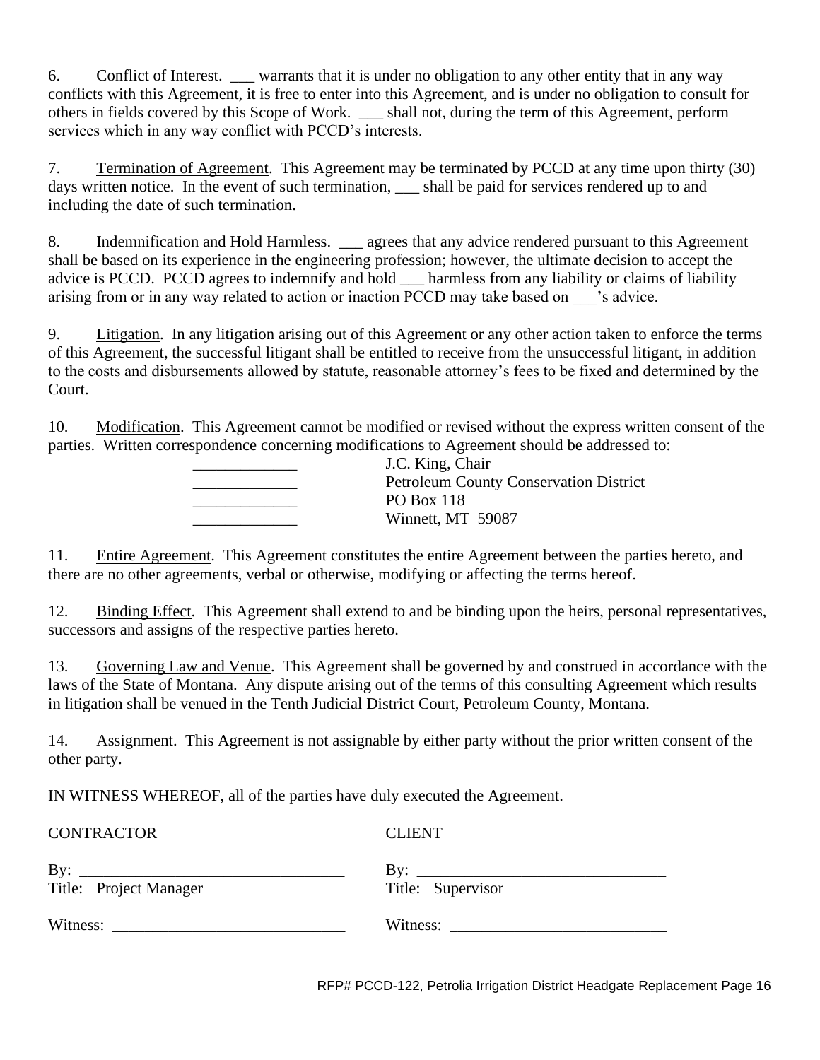6. Conflict of Interest. ___ warrants that it is under no obligation to any other entity that in any way conflicts with this Agreement, it is free to enter into this Agreement, and is under no obligation to consult for others in fields covered by this Scope of Work. ___ shall not, during the term of this Agreement, perform services which in any way conflict with PCCD's interests.

7. Termination of Agreement. This Agreement may be terminated by PCCD at any time upon thirty (30) days written notice. In the event of such termination, ___ shall be paid for services rendered up to and including the date of such termination.

8. Indemnification and Hold Harmless. ___ agrees that any advice rendered pursuant to this Agreement shall be based on its experience in the engineering profession; however, the ultimate decision to accept the advice is PCCD. PCCD agrees to indemnify and hold ___ harmless from any liability or claims of liability arising from or in any way related to action or inaction PCCD may take based on ___'s advice.

9. Litigation. In any litigation arising out of this Agreement or any other action taken to enforce the terms of this Agreement, the successful litigant shall be entitled to receive from the unsuccessful litigant, in addition to the costs and disbursements allowed by statute, reasonable attorney's fees to be fixed and determined by the Court.

10. Modification. This Agreement cannot be modified or revised without the express written consent of the parties. Written correspondence concerning modifications to Agreement should be addressed to:

| | |
|---|---|
| _____________ | J.C. King, Chair |
| _____________ | Petroleum County Conservation District |
| _____________ | PO Box 118 |
| _____________ | Winnett, MT 59087 |

11. Entire Agreement. This Agreement constitutes the entire Agreement between the parties hereto, and there are no other agreements, verbal or otherwise, modifying or affecting the terms hereof.

12. Binding Effect. This Agreement shall extend to and be binding upon the heirs, personal representatives, successors and assigns of the respective parties hereto.

13. Governing Law and Venue. This Agreement shall be governed by and construed in accordance with the laws of the State of Montana. Any dispute arising out of the terms of this consulting Agreement which results in litigation shall be venued in the Tenth Judicial District Court, Petroleum County, Montana.

14. Assignment. This Agreement is not assignable by either party without the prior written consent of the other party.

IN WITNESS WHEREOF, all of the parties have duly executed the Agreement.

| CONTRACTOR | CLIENT |
|---|---|
| By: _________________________________ | By: _______________________________ |
| Title: Project Manager | Title: Supervisor |
| Witness: _____________________________ | Witness: ___________________________ |

RFP# PCCD-122, Petrolia Irrigation District Headgate Replacement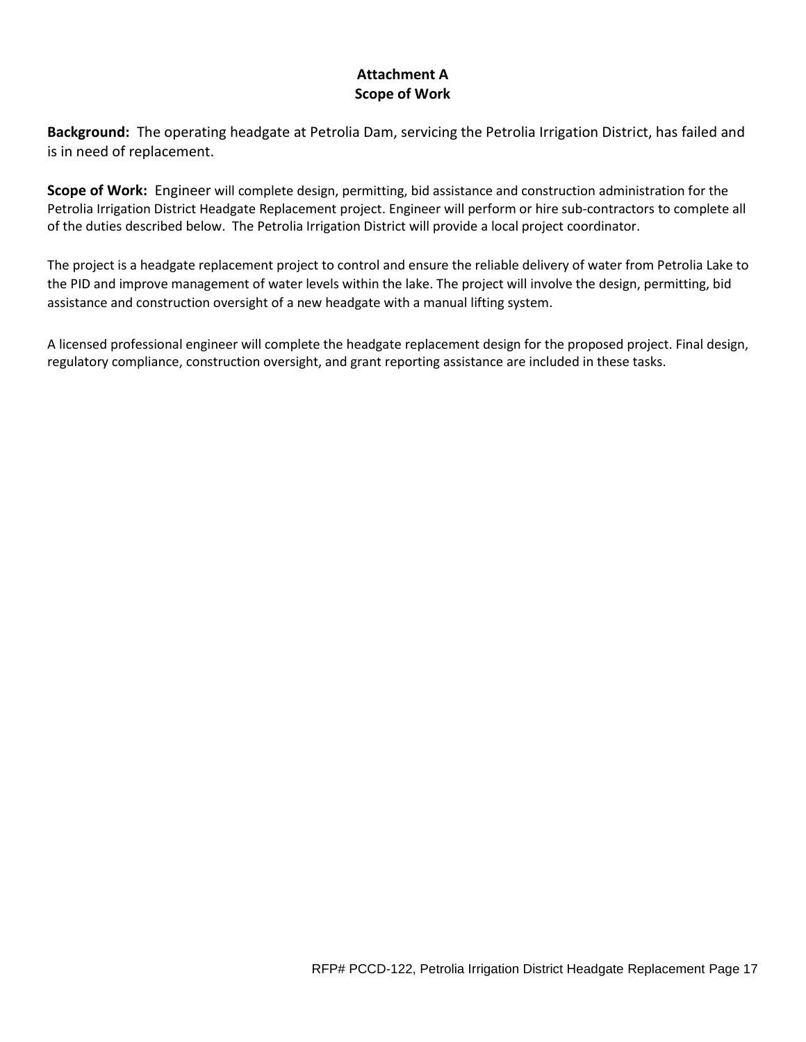## Attachment A
## Scope of Work

**Background:** The operating headgate at Petrolia Dam, servicing the Petrolia Irrigation District, has failed and is in need of replacement.

**Scope of Work:** Engineer will complete design, permitting, bid assistance and construction administration for the Petrolia Irrigation District Headgate Replacement project. Engineer will perform or hire sub-contractors to complete all of the duties described below. The Petrolia Irrigation District will provide a local project coordinator.

The project is a headgate replacement project to control and ensure the reliable delivery of water from Petrolia Lake to the PID and improve management of water levels within the lake. The project will involve the design, permitting, bid assistance and construction oversight of a new headgate with a manual lifting system.

A licensed professional engineer will complete the headgate replacement design for the proposed project. Final design, regulatory compliance, construction oversight, and grant reporting assistance are included in these tasks.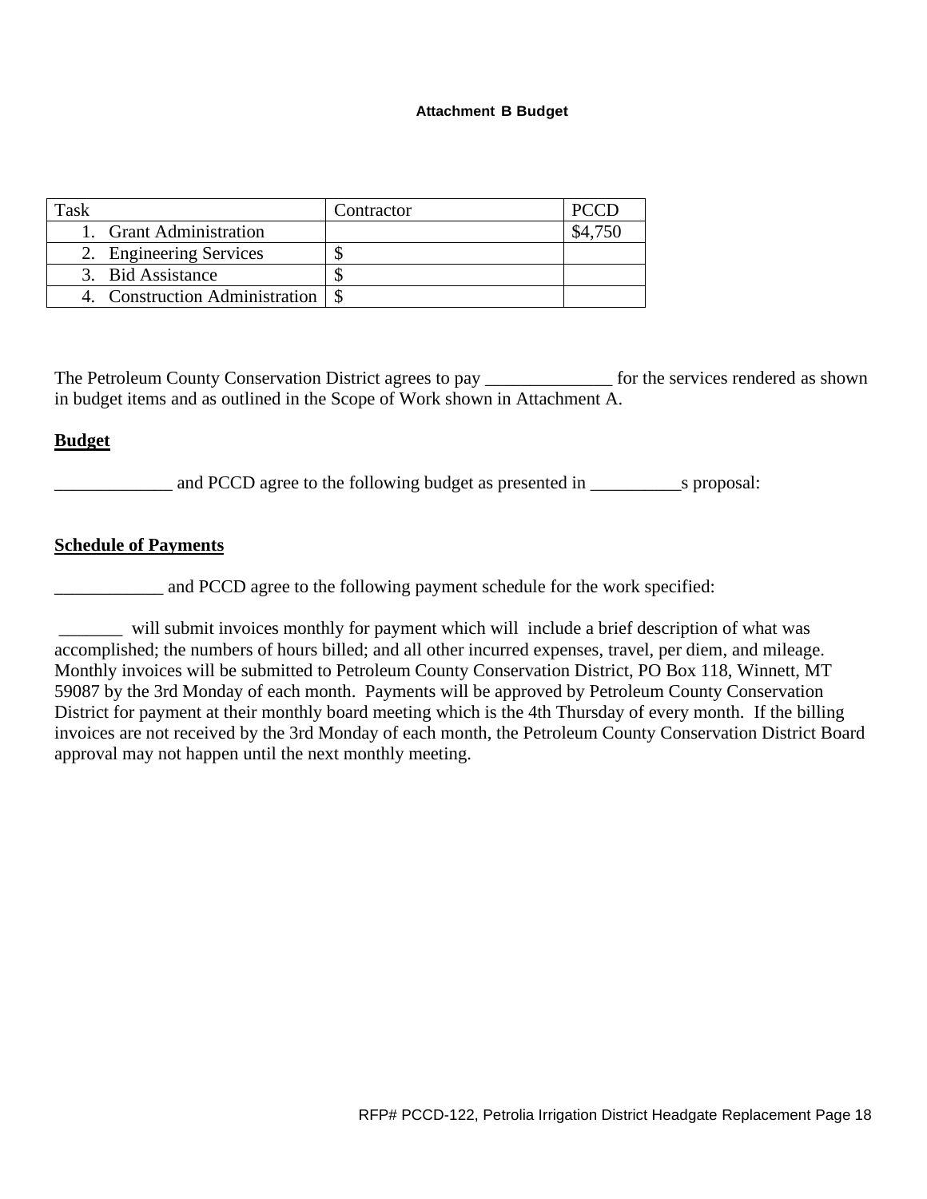**Attachment B Budget**

| Task | Contractor | PCCD |
| --- | --- | --- |
| 1. Grant Administration | | $4,750 |
| 2. Engineering Services | $ | |
| 3. Bid Assistance | $ | |
| 4. Construction Administration | $ | |

The Petroleum County Conservation District agrees to pay ______________ for the services rendered as shown in budget items and as outlined in the Scope of Work shown in Attachment A.

**Budget**

_____________ and PCCD agree to the following budget as presented in __________s proposal:

**Schedule of Payments**

____________ and PCCD agree to the following payment schedule for the work specified:

_______ will submit invoices monthly for payment which will include a brief description of what was accomplished; the numbers of hours billed; and all other incurred expenses, travel, per diem, and mileage. Monthly invoices will be submitted to Petroleum County Conservation District, PO Box 118, Winnett, MT 59087 by the 3rd Monday of each month. Payments will be approved by Petroleum County Conservation District for payment at their monthly board meeting which is the 4th Thursday of every month. If the billing invoices are not received by the 3rd Monday of each month, the Petroleum County Conservation District Board approval may not happen until the next monthly meeting.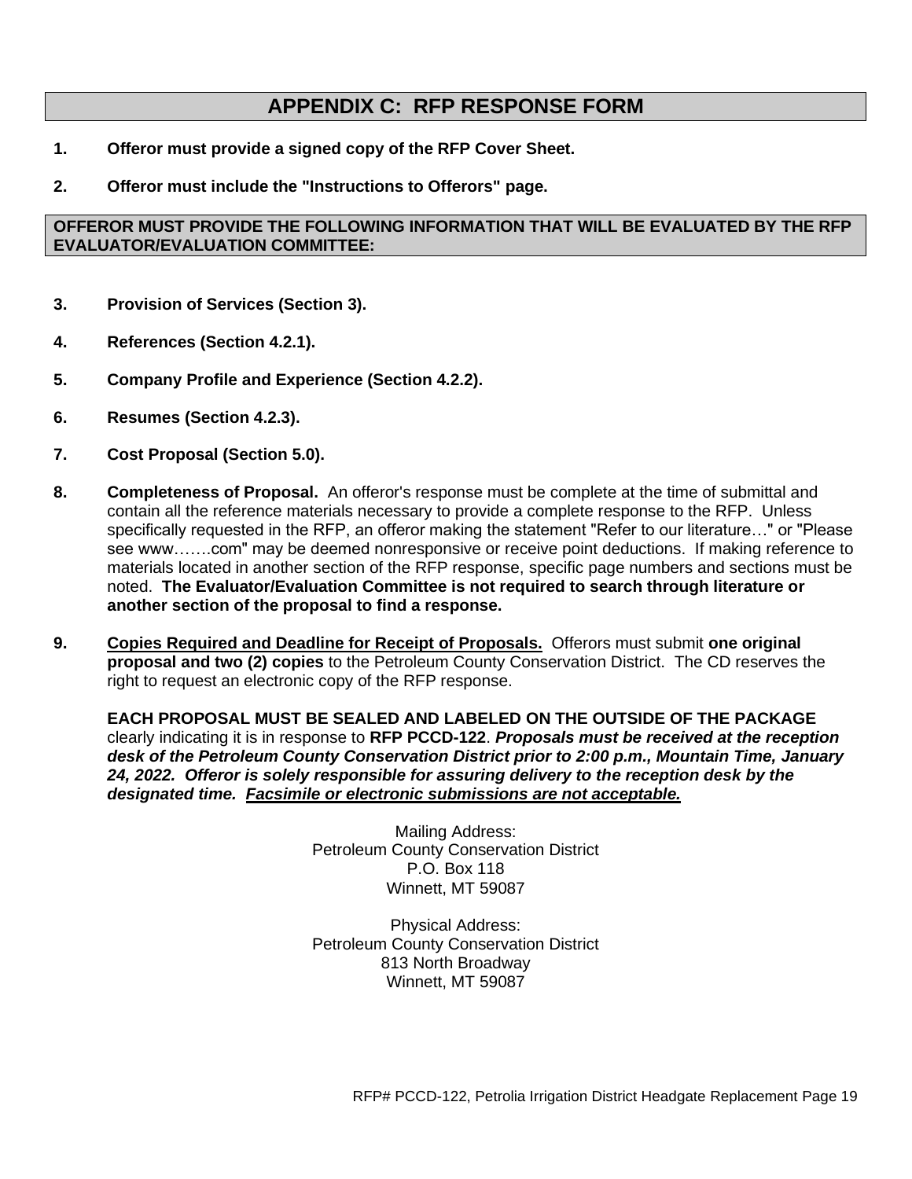## APPENDIX C: RFP RESPONSE FORM

1. **Offeror must provide a signed copy of the RFP Cover Sheet.**

2. **Offeror must include the "Instructions to Offerors" page.**

**OFFEROR MUST PROVIDE THE FOLLOWING INFORMATION THAT WILL BE EVALUATED BY THE RFP EVALUATOR/EVALUATION COMMITTEE:**

3. **Provision of Services (Section 3).**

4. **References (Section 4.2.1).**

5. **Company Profile and Experience (Section 4.2.2).**

6. **Resumes (Section 4.2.3).**

7. **Cost Proposal (Section 5.0).**

8. **Completeness of Proposal.** An offeror's response must be complete at the time of submittal and contain all the reference materials necessary to provide a complete response to the RFP. Unless specifically requested in the RFP, an offeror making the statement "Refer to our literature…" or "Please see www…….com" may be deemed nonresponsive or receive point deductions. If making reference to materials located in another section of the RFP response, specific page numbers and sections must be noted. **The Evaluator/Evaluation Committee is not required to search through literature or another section of the proposal to find a response.**

9. **<u>Copies Required and Deadline for Receipt of Proposals.</u>** Offerors must submit **one original proposal and two (2) copies** to the Petroleum County Conservation District. The CD reserves the right to request an electronic copy of the RFP response.

   **EACH PROPOSAL MUST BE SEALED AND LABELED ON THE OUTSIDE OF THE PACKAGE** clearly indicating it is in response to **RFP PCCD-122**. ***Proposals must be received at the reception desk of the Petroleum County Conservation District prior to 2:00 p.m., Mountain Time, January 24, 2022. Offeror is solely responsible for assuring delivery to the reception desk by the designated time. <u>Facsimile or electronic submissions are not acceptable.</u>***

Mailing Address:
Petroleum County Conservation District
P.O. Box 118
Winnett, MT 59087

Physical Address:
Petroleum County Conservation District
813 North Broadway
Winnett, MT 59087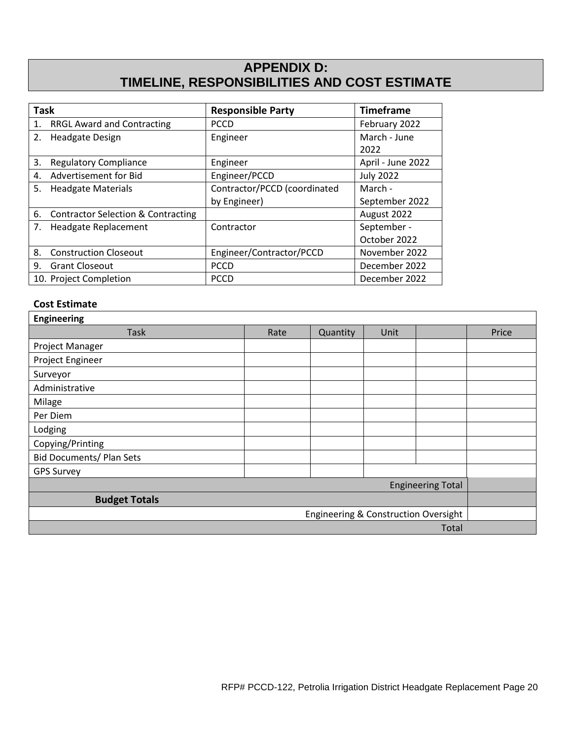# APPENDIX D:
# TIMELINE, RESPONSIBILITIES AND COST ESTIMATE

| Task | Responsible Party | Timeframe |
|---|---|---|
| 1. RRGL Award and Contracting | PCCD | February 2022 |
| 2. Headgate Design | Engineer | March - June 2022 |
| 3. Regulatory Compliance | Engineer | April - June 2022 |
| 4. Advertisement for Bid | Engineer/PCCD | July 2022 |
| 5. Headgate Materials | Contractor/PCCD (coordinated by Engineer) | March - September 2022 |
| 6. Contractor Selection & Contracting | | August 2022 |
| 7. Headgate Replacement | Contractor | September - October 2022 |
| 8. Construction Closeout | Engineer/Contractor/PCCD | November 2022 |
| 9. Grant Closeout | PCCD | December 2022 |
| 10. Project Completion | PCCD | December 2022 |

**Cost Estimate**

| **Engineering** | | | | | |
|---|---|---|---|---|---|
| Task | Rate | Quantity | Unit | | Price |
| Project Manager | | | | | |
| Project Engineer | | | | | |
| Surveyor | | | | | |
| Administrative | | | | | |
| Milage | | | | | |
| Per Diem | | | | | |
| Lodging | | | | | |
| Copying/Printing | | | | | |
| Bid Documents/ Plan Sets | | | | | |
| GPS Survey | | | | | |
| | | | | Engineering Total | |
| **Budget Totals** | | | | | |
| | | | | Engineering & Construction Oversight | |
| | | | | Total | |